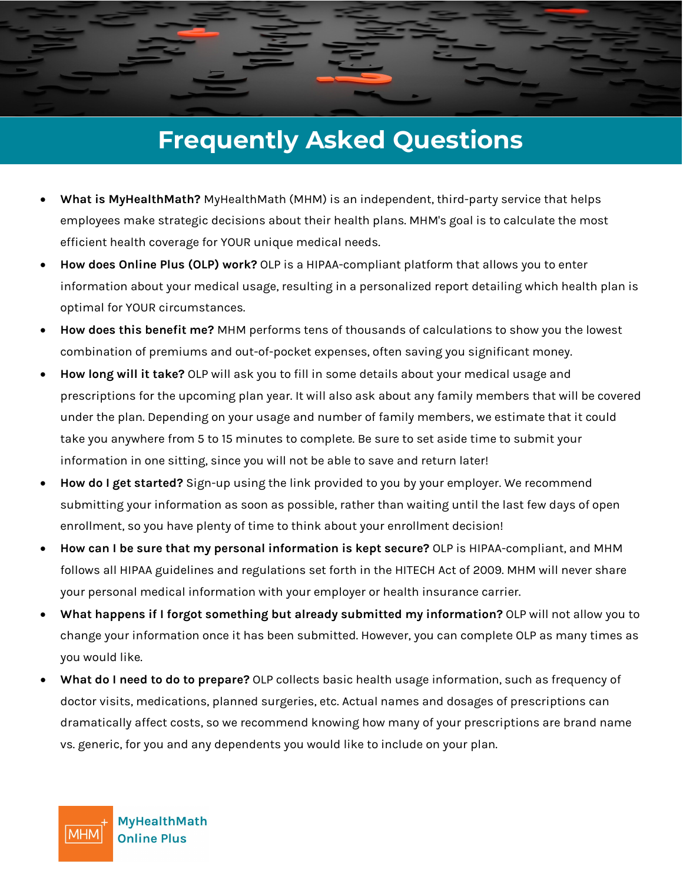# Frequently Asked Questions

- **What is MyHealthMath?** MyHealthMath (MHM) is an independent, third-party service that helps employees make strategic decisions about their health plans. MHM's goal is to calculate the most efficient health coverage for YOUR unique medical needs.
- **How does Online Plus (OLP) work?** OLP is a HIPAA-compliant platform that allows you to enter information about your medical usage, resulting in a personalized report detailing which health plan is optimal for YOUR circumstances.
- **How does this benefit me?** MHM performs tens of thousands of calculations to show you the lowest combination of premiums and out-of-pocket expenses, often saving you significant money.
- **How long will it take?** OLP will ask you to fill in some details about your medical usage and prescriptions for the upcoming plan year. It will also ask about any family members that will be covered under the plan. Depending on your usage and number of family members, we estimate that it could take you anywhere from 5 to 15 minutes to complete. Be sure to set aside time to submit your information in one sitting, since you will not be able to save and return later!
- **How do I get started?** Sign-up using the link provided to you by your employer. We recommend submitting your information as soon as possible, rather than waiting until the last few days of open enrollment, so you have plenty of time to think about your enrollment decision!
- **How can I be sure that my personal information is kept secure?** OLP is HIPAA-compliant, and MHM follows all HIPAA guidelines and regulations set forth in the HITECH Act of 2009. MHM will never share your personal medical information with your employer or health insurance carrier.
- **What happens if I forgot something but already submitted my information?** OLP will not allow you to change your information once it has been submitted. However, you can complete OLP as many times as you would like.
- **What do I need to do to prepare?** OLP collects basic health usage information, such as frequency of doctor visits, medications, planned surgeries, etc. Actual names and dosages of prescriptions can dramatically affect costs, so we recommend knowing how many of your prescriptions are brand name vs. generic, for you and any dependents you would like to include on your plan.

MHM MyHealthMath Online Plus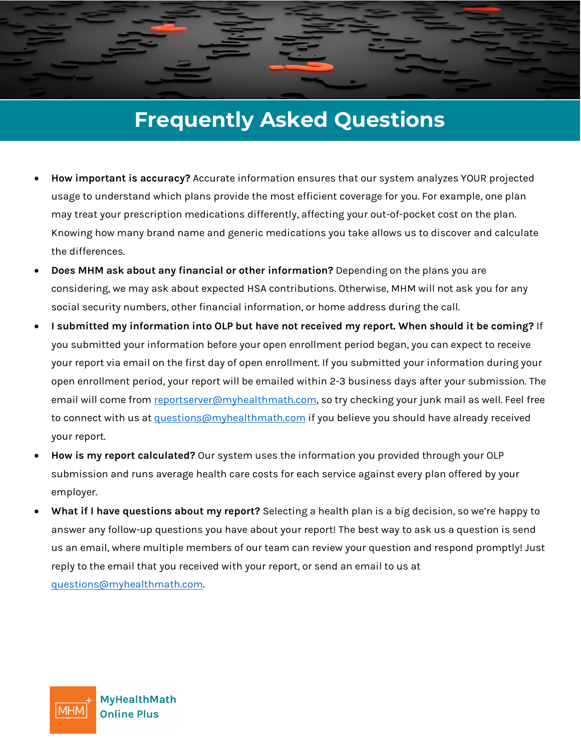# Frequently Asked Questions

- **How important is accuracy?** Accurate information ensures that our system analyzes YOUR projected usage to understand which plans provide the most efficient coverage for you. For example, one plan may treat your prescription medications differently, affecting your out-of-pocket cost on the plan. Knowing how many brand name and generic medications you take allows us to discover and calculate the differences.
- **Does MHM ask about any financial or other information?** Depending on the plans you are considering, we may ask about expected HSA contributions. Otherwise, MHM will not ask you for any social security numbers, other financial information, or home address during the call.
- **I submitted my information into OLP but have not received my report. When should it be coming?** If you submitted your information before your open enrollment period began, you can expect to receive your report via email on the first day of open enrollment. If you submitted your information during your open enrollment period, your report will be emailed within 2-3 business days after your submission. The email will come from reportserver@myhealthmath.com, so try checking your junk mail as well. Feel free to connect with us at questions@myhealthmath.com if you believe you should have already received your report.
- **How is my report calculated?** Our system uses the information you provided through your OLP submission and runs average health care costs for each service against every plan offered by your employer.
- **What if I have questions about my report?** Selecting a health plan is a big decision, so we're happy to answer any follow-up questions you have about your report! The best way to ask us a question is send us an email, where multiple members of our team can review your question and respond promptly! Just reply to the email that you received with your report, or send an email to us at questions@myhealthmath.com.

MHM+ MyHealthMath Online Plus